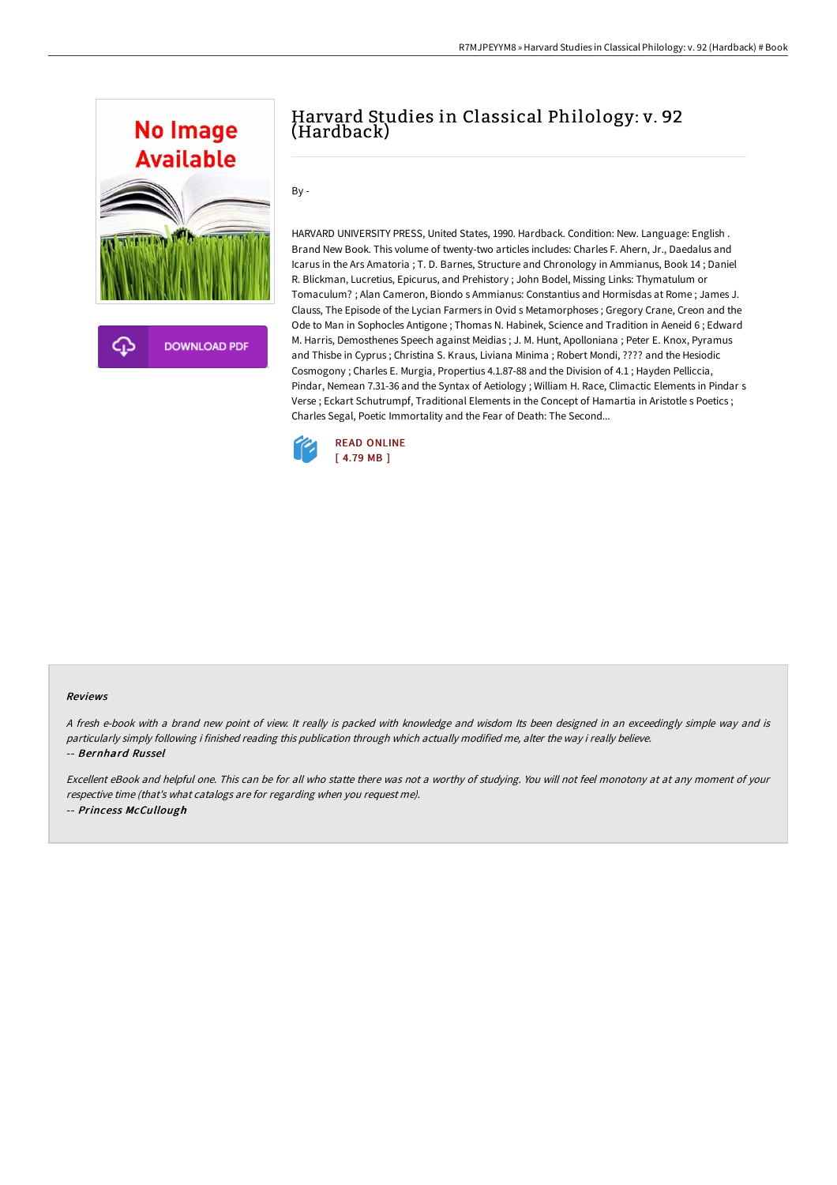# Harvard Studies in Classical Philology: v. 92 (Hardback)

By -

HARVARD UNIVERSITY PRESS, United States, 1990. Hardback. Condition: New. Language: English . Brand New Book. This volume of twenty-two articles includes: Charles F. Ahern, Jr., Daedalus and Icarus in the Ars Amatoria ; T. D. Barnes, Structure and Chronology in Ammianus, Book 14 ; Daniel R. Blickman, Lucretius, Epicurus, and Prehistory ; John Bodel, Missing Links: Thymatulum or Tomaculum? ; Alan Cameron, Biondo s Ammianus: Constantius and Hormisdas at Rome ; James J. Clauss, The Episode of the Lycian Farmers in Ovid s Metamorphoses ; Gregory Crane, Creon and the Ode to Man in Sophocles Antigone ; Thomas N. Habinek, Science and Tradition in Aeneid 6 ; Edward M. Harris, Demosthenes Speech against Meidias ; J. M. Hunt, Apolloniana ; Peter E. Knox, Pyramus and Thisbe in Cyprus ; Christina S. Kraus, Liviana Minima ; Robert Mondi, ???? and the Hesiodic Cosmogony ; Charles E. Murgia, Propertius 4.1.87-88 and the Division of 4.1 ; Hayden Pelliccia, Pindar, Nemean 7.31-36 and the Syntax of Aetiology ; William H. Race, Climactic Elements in Pindar s Verse ; Eckart Schutrumpf, Traditional Elements in the Concept of Hamartia in Aristotle s Poetics ; Charles Segal, Poetic Immortality and the Fear of Death: The Second...

READ ONLINE
[ 4.79 MB ]

### Reviews

*A fresh e-book with a brand new point of view. It really is packed with knowledge and wisdom Its been designed in an exceedingly simple way and is particularly simply following i finished reading this publication through which actually modified me, alter the way i really believe.*

-- ***Bernhard Russel***

*Excellent eBook and helpful one. This can be for all who statte there was not a worthy of studying. You will not feel monotony at at any moment of your respective time (that's what catalogs are for regarding when you request me).*

-- ***Princess McCullough***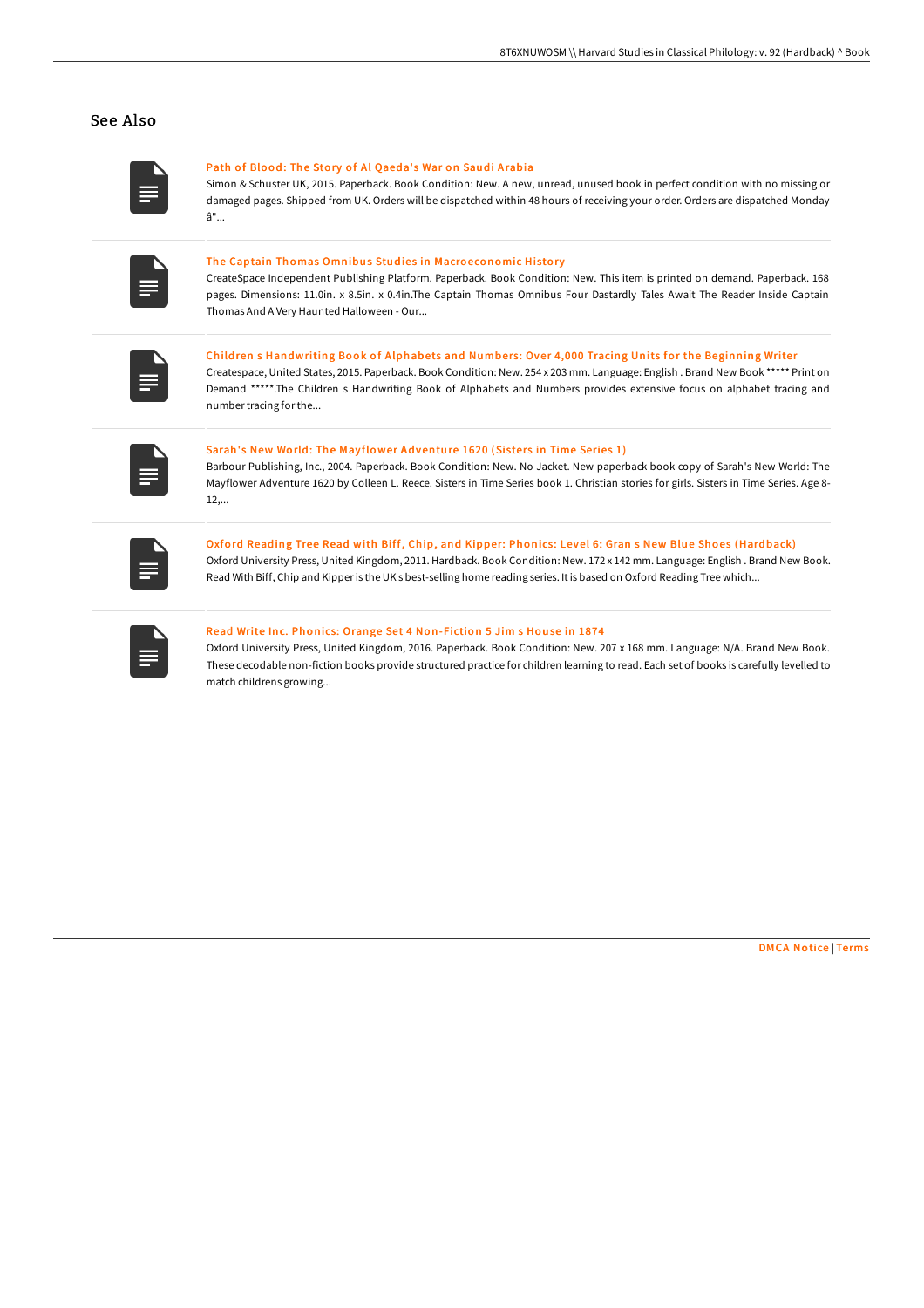## See Also

**Path of Blood: The Story of Al Qaeda's War on Saudi Arabia**

Simon & Schuster UK, 2015. Paperback. Book Condition: New. A new, unread, unused book in perfect condition with no missing or damaged pages. Shipped from UK. Orders will be dispatched within 48 hours of receiving your order. Orders are dispatched Monday â"...

**The Captain Thomas Omnibus Studies in Macroeconomic History**

CreateSpace Independent Publishing Platform. Paperback. Book Condition: New. This item is printed on demand. Paperback. 168 pages. Dimensions: 11.0in. x 8.5in. x 0.4in.The Captain Thomas Omnibus Four Dastardly Tales Await The Reader Inside Captain Thomas And A Very Haunted Halloween - Our...

**Children s Handwriting Book of Alphabets and Numbers: Over 4,000 Tracing Units for the Beginning Writer**

Createspace, United States, 2015. Paperback. Book Condition: New. 254 x 203 mm. Language: English . Brand New Book ***** Print on Demand *****.The Children s Handwriting Book of Alphabets and Numbers provides extensive focus on alphabet tracing and number tracing for the...

**Sarah's New World: The Mayflower Adventure 1620 (Sisters in Time Series 1)**

Barbour Publishing, Inc., 2004. Paperback. Book Condition: New. No Jacket. New paperback book copy of Sarah's New World: The Mayflower Adventure 1620 by Colleen L. Reece. Sisters in Time Series book 1. Christian stories for girls. Sisters in Time Series. Age 8-12,...

**Oxford Reading Tree Read with Biff, Chip, and Kipper: Phonics: Level 6: Gran s New Blue Shoes (Hardback)**

Oxford University Press, United Kingdom, 2011. Hardback. Book Condition: New. 172 x 142 mm. Language: English . Brand New Book. Read With Biff, Chip and Kipper is the UK s best-selling home reading series. It is based on Oxford Reading Tree which...

**Read Write Inc. Phonics: Orange Set 4 Non-Fiction 5 Jim s House in 1874**

Oxford University Press, United Kingdom, 2016. Paperback. Book Condition: New. 207 x 168 mm. Language: N/A. Brand New Book. These decodable non-fiction books provide structured practice for children learning to read. Each set of books is carefully levelled to match childrens growing...

DMCA Notice | Terms